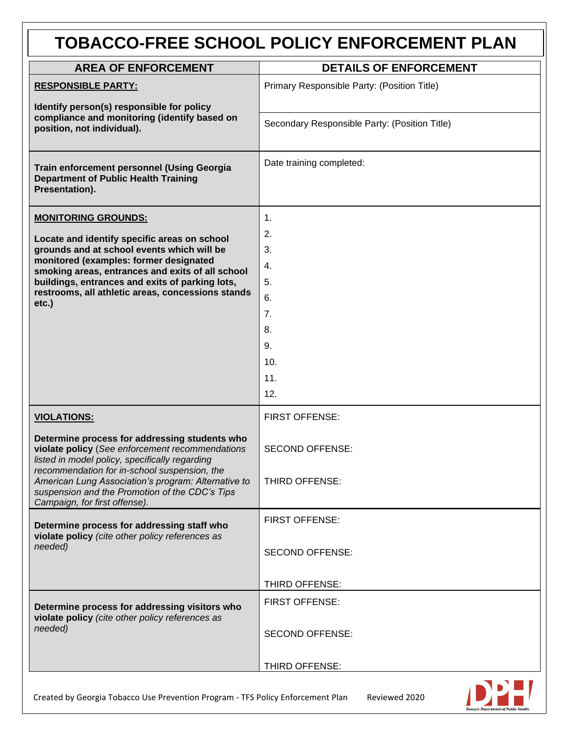# TOBACCO-FREE SCHOOL POLICY ENFORCEMENT PLAN

| AREA OF ENFORCEMENT | DETAILS OF ENFORCEMENT |
|---|---|
| **RESPONSIBLE PARTY:**<br><br>**Identify person(s) responsible for policy compliance and monitoring (identify based on position, not individual).** | Primary Responsible Party: (Position Title)<br><br>Secondary Responsible Party: (Position Title) |
| **Train enforcement personnel (Using Georgia Department of Public Health Training Presentation).** | Date training completed: |
| **MONITORING GROUNDS:**<br><br>**Locate and identify specific areas on school grounds and at school events which will be monitored (examples: former designated smoking areas, entrances and exits of all school buildings, entrances and exits of parking lots, restrooms, all athletic areas, concessions stands etc.)** | 1.<br>2.<br>3.<br>4.<br>5.<br>6.<br>7.<br>8.<br>9.<br>10.<br>11.<br>12. |
| **VIOLATIONS:**<br><br>**Determine process for addressing students who violate policy** (*See enforcement recommendations listed in model policy, specifically regarding recommendation for in-school suspension, the American Lung Association's program: Alternative to suspension and the Promotion of the CDC's Tips Campaign, for first offense).* | FIRST OFFENSE:<br><br>SECOND OFFENSE:<br><br>THIRD OFFENSE: |
| **Determine process for addressing staff who violate policy** *(cite other policy references as needed)* | FIRST OFFENSE:<br><br>SECOND OFFENSE:<br><br>THIRD OFFENSE: |
| **Determine process for addressing visitors who violate policy** *(cite other policy references as needed)* | FIRST OFFENSE:<br><br>SECOND OFFENSE:<br><br>THIRD OFFENSE: |

Created by Georgia Tobacco Use Prevention Program - TFS Policy Enforcement Plan    Reviewed 2020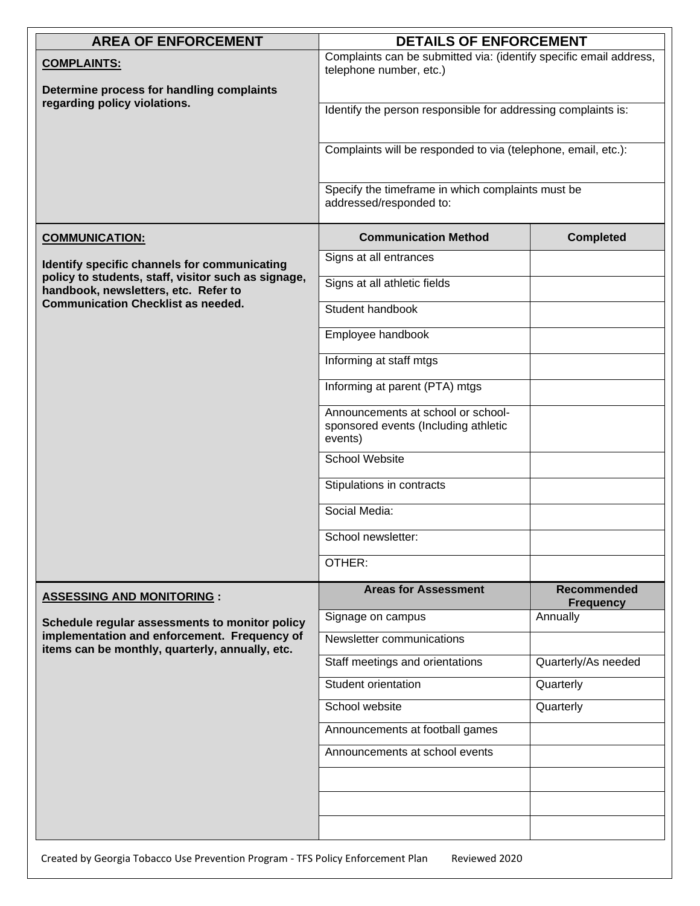| AREA OF ENFORCEMENT | DETAILS OF ENFORCEMENT | |
|---|---|---|
| **COMPLAINTS:** **Determine process for handling complaints regarding policy violations.** | Complaints can be submitted via: (identify specific email address, telephone number, etc.) | |
| | Identify the person responsible for addressing complaints is: | |
| | Complaints will be responded to via (telephone, email, etc.): | |
| | Specify the timeframe in which complaints must be addressed/responded to: | |
| **COMMUNICATION:** **Identify specific channels for communicating policy to students, staff, visitor such as signage, handbook, newsletters, etc. Refer to Communication Checklist as needed.** | **Communication Method** | **Completed** |
| | Signs at all entrances | |
| | Signs at all athletic fields | |
| | Student handbook | |
| | Employee handbook | |
| | Informing at staff mtgs | |
| | Informing at parent (PTA) mtgs | |
| | Announcements at school or school-sponsored events (Including athletic events) | |
| | School Website | |
| | Stipulations in contracts | |
| | Social Media: | |
| | School newsletter: | |
| | OTHER: | |
| **ASSESSING AND MONITORING :** **Schedule regular assessments to monitor policy implementation and enforcement. Frequency of items can be monthly, quarterly, annually, etc.** | **Areas for Assessment** | **Recommended Frequency** |
| | Signage on campus | Annually |
| | Newsletter communications | |
| | Staff meetings and orientations | Quarterly/As needed |
| | Student orientation | Quarterly |
| | School website | Quarterly |
| | Announcements at football games | |
| | Announcements at school events | |
| | | |
| | | |
| | | |

Created by Georgia Tobacco Use Prevention Program - TFS Policy Enforcement Plan Reviewed 2020